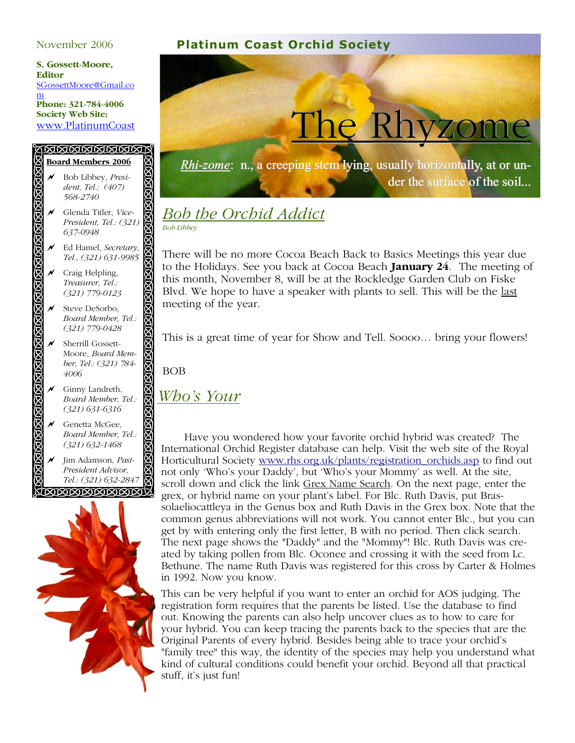November 2006

**S. Gossett-Moore, Editor**
SGossettMoore@Gmail.com
**Phone: 321-784-4006**
**Society Web Site:**
www.PlatinumCoast

**Board Members 2006**

- Bob Libbey, *President, Tel.: (407) 568-2740*
- Glenda Titler, *Vice-President, Tel.: (321) 637-0948*
- Ed Hamel, *Secretary, Tel., (321) 631-9985*
- Craig Helpling, *Treasurer, Tel.: (321) 779-0123*
- Steve DeSorbo, *Board Member, Tel.: (321) 779-0428*
- Sherrill Gossett-Moore, *Board Member, Tel.: (321) 784-4006*
- Ginny Landreth, *Board Member, Tel.: (321) 631-6316*
- Genetta McGee, *Board Member, Tel.: (321) 632-1468*
- Jim Adamson, *Past-President Advisor, Tel.: (321) 632-2847*

**Platinum Coast Orchid Society**

# The Rhyzome

*Rhi-zome*: n., a creeping stem lying, usually horizontally, at or under the surface of the soil...

## Bob the Orchid Addict

*Bob Libbey*

There will be no more Cocoa Beach Back to Basics Meetings this year due to the Holidays. See you back at Cocoa Beach **January 24**. The meeting of this month, November 8, will be at the Rockledge Garden Club on Fiske Blvd. We hope to have a speaker with plants to sell. This will be the last meeting of the year.

This is a great time of year for Show and Tell. Soooo… bring your flowers!

BOB

## Who's Your

Have you wondered how your favorite orchid hybrid was created? The International Orchid Register database can help. Visit the web site of the Royal Horticultural Society www.rhs.org.uk/plants/registration_orchids.asp to find out not only 'Who's your Daddy', but 'Who's your Mommy' as well. At the site, scroll down and click the link Grex Name Search. On the next page, enter the grex, or hybrid name on your plant's label. For Blc. Ruth Davis, put Brassolaeliocattleya in the Genus box and Ruth Davis in the Grex box. Note that the common genus abbreviations will not work. You cannot enter Blc., but you can get by with entering only the first letter, B with no period. Then click search. The next page shows the "Daddy" and the "Mommy"! Blc. Ruth Davis was created by taking pollen from Blc. Oconee and crossing it with the seed from Lc. Bethune. The name Ruth Davis was registered for this cross by Carter & Holmes in 1992. Now you know.

This can be very helpful if you want to enter an orchid for AOS judging. The registration form requires that the parents be listed. Use the database to find out. Knowing the parents can also help uncover clues as to how to care for your hybrid. You can keep tracing the parents back to the species that are the Original Parents of every hybrid. Besides being able to trace your orchid's "family tree" this way, the identity of the species may help you understand what kind of cultural conditions could benefit your orchid. Beyond all that practical stuff, it's just fun!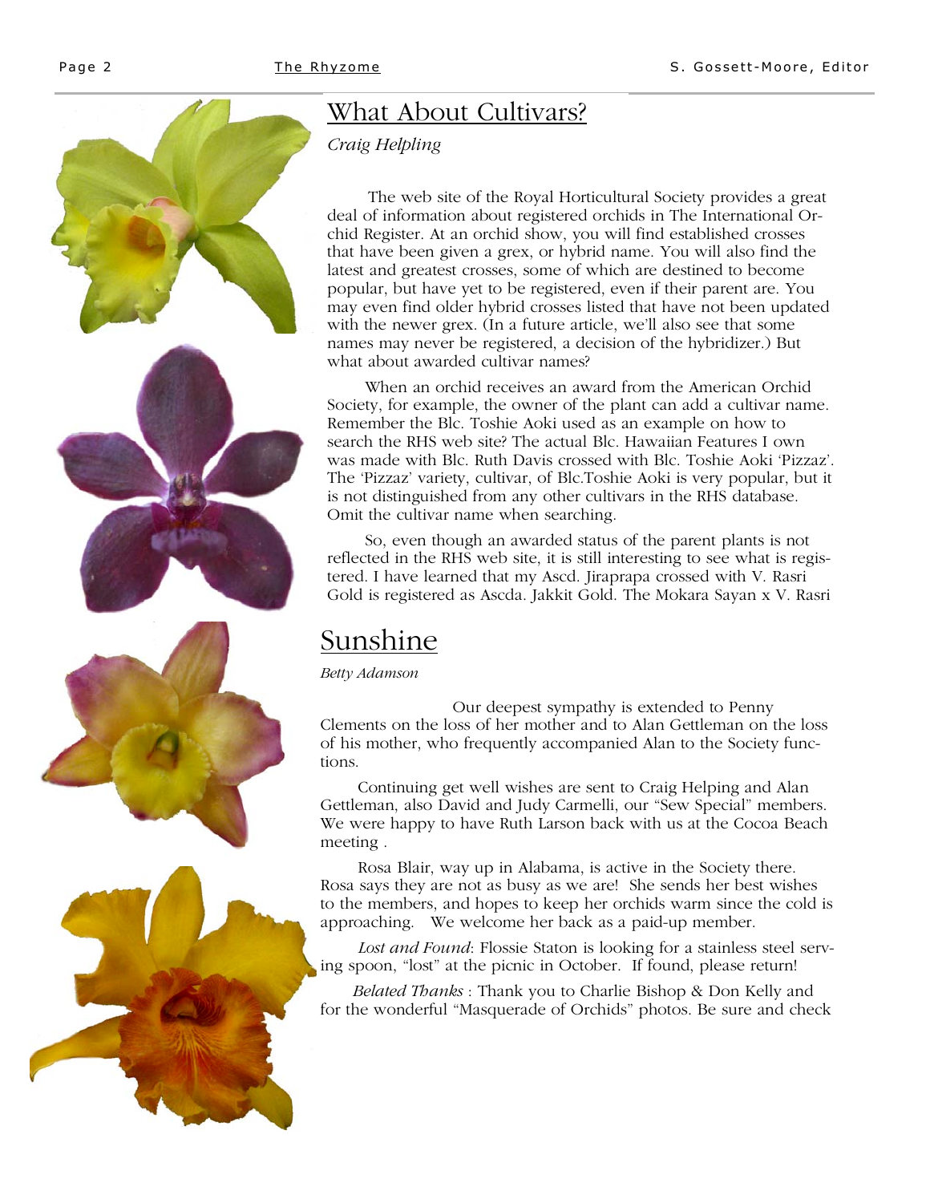## What About Cultivars?

*Craig Helpling*

The web site of the Royal Horticultural Society provides a great deal of information about registered orchids in The International Orchid Register. At an orchid show, you will find established crosses that have been given a grex, or hybrid name. You will also find the latest and greatest crosses, some of which are destined to become popular, but have yet to be registered, even if their parent are. You may even find older hybrid crosses listed that have not been updated with the newer grex. (In a future article, we'll also see that some names may never be registered, a decision of the hybridizer.) But what about awarded cultivar names?

When an orchid receives an award from the American Orchid Society, for example, the owner of the plant can add a cultivar name. Remember the Blc. Toshie Aoki used as an example on how to search the RHS web site? The actual Blc. Hawaiian Features I own was made with Blc. Ruth Davis crossed with Blc. Toshie Aoki 'Pizzaz'. The 'Pizzaz' variety, cultivar, of Blc.Toshie Aoki is very popular, but it is not distinguished from any other cultivars in the RHS database. Omit the cultivar name when searching.

So, even though an awarded status of the parent plants is not reflected in the RHS web site, it is still interesting to see what is registered. I have learned that my Ascd. Jiraprapa crossed with V. Rasri Gold is registered as Ascda. Jakkit Gold. The Mokara Sayan x V. Rasri

## Sunshine

*Betty Adamson*

Our deepest sympathy is extended to Penny Clements on the loss of her mother and to Alan Gettleman on the loss of his mother, who frequently accompanied Alan to the Society functions.

Continuing get well wishes are sent to Craig Helping and Alan Gettleman, also David and Judy Carmelli, our "Sew Special" members. We were happy to have Ruth Larson back with us at the Cocoa Beach meeting .

Rosa Blair, way up in Alabama, is active in the Society there. Rosa says they are not as busy as we are! She sends her best wishes to the members, and hopes to keep her orchids warm since the cold is approaching. We welcome her back as a paid-up member.

*Lost and Found*: Flossie Staton is looking for a stainless steel serving spoon, "lost" at the picnic in October. If found, please return!

*Belated Thanks* : Thank you to Charlie Bishop & Don Kelly and for the wonderful "Masquerade of Orchids" photos. Be sure and check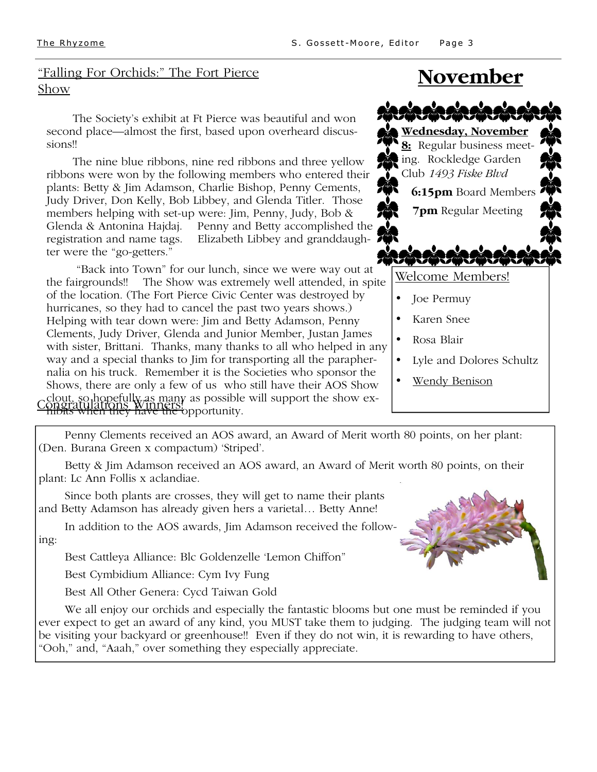## "Falling For Orchids:" The Fort Pierce Show

The Society's exhibit at Ft Pierce was beautiful and won second place—almost the first, based upon overheard discussions!!

The nine blue ribbons, nine red ribbons and three yellow ribbons were won by the following members who entered their plants: Betty & Jim Adamson, Charlie Bishop, Penny Cements, Judy Driver, Don Kelly, Bob Libbey, and Glenda Titler. Those members helping with set-up were: Jim, Penny, Judy, Bob & Glenda & Antonina Hajdaj. Penny and Betty accomplished the registration and name tags. Elizabeth Libbey and granddaughter were the "go-getters."

"Back into Town" for our lunch, since we were way out at the fairgrounds!! The Show was extremely well attended, in spite of the location. (The Fort Pierce Civic Center was destroyed by hurricanes, so they had to cancel the past two years shows.) Helping with tear down were: Jim and Betty Adamson, Penny Clements, Judy Driver, Glenda and Junior Member, Justan James with sister, Brittani. Thanks, many thanks to all who helped in any way and a special thanks to Jim for transporting all the paraphernalia on his truck. Remember it is the Societies who sponsor the Shows, there are only a few of us who still have their AOS Show clout, so hopefully as many as possible will support the show exhibits when they have the opportunity.

# November

**Wednesday, November 8:** Regular business meeting. Rockledge Garden Club *1493 Fiske Blvd*

**6:15pm** Board Members

**7pm** Regular Meeting

## Welcome Members!

- Joe Permuy
- Karen Snee
- Rosa Blair
- Lyle and Dolores Schultz
- Wendy Benison

## Congratulations Winners!

Penny Clements received an AOS award, an Award of Merit worth 80 points, on her plant: (Den. Burana Green x compactum) 'Striped'.

Betty & Jim Adamson received an AOS award, an Award of Merit worth 80 points, on their plant: Lc Ann Follis x aclandiae.

Since both plants are crosses, they will get to name their plants and Betty Adamson has already given hers a varietal… Betty Anne!

In addition to the AOS awards, Jim Adamson received the following:

Best Cattleya Alliance: Blc Goldenzelle 'Lemon Chiffon"

Best Cymbidium Alliance: Cym Ivy Fung

Best All Other Genera: Cycd Taiwan Gold

We all enjoy our orchids and especially the fantastic blooms but one must be reminded if you ever expect to get an award of any kind, you MUST take them to judging. The judging team will not be visiting your backyard or greenhouse!! Even if they do not win, it is rewarding to have others, "Ooh," and, "Aaah," over something they especially appreciate.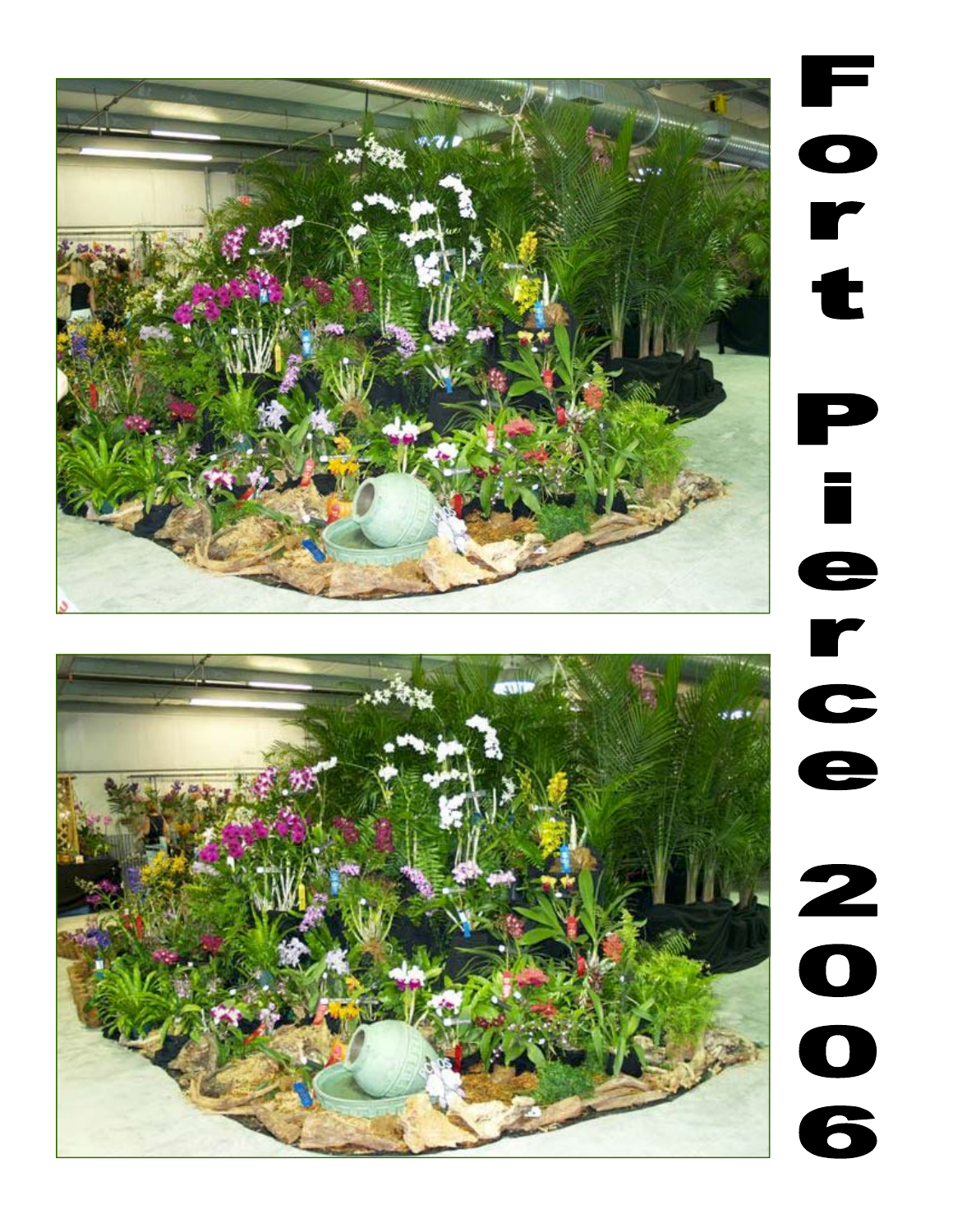# Fort Pierce 2006